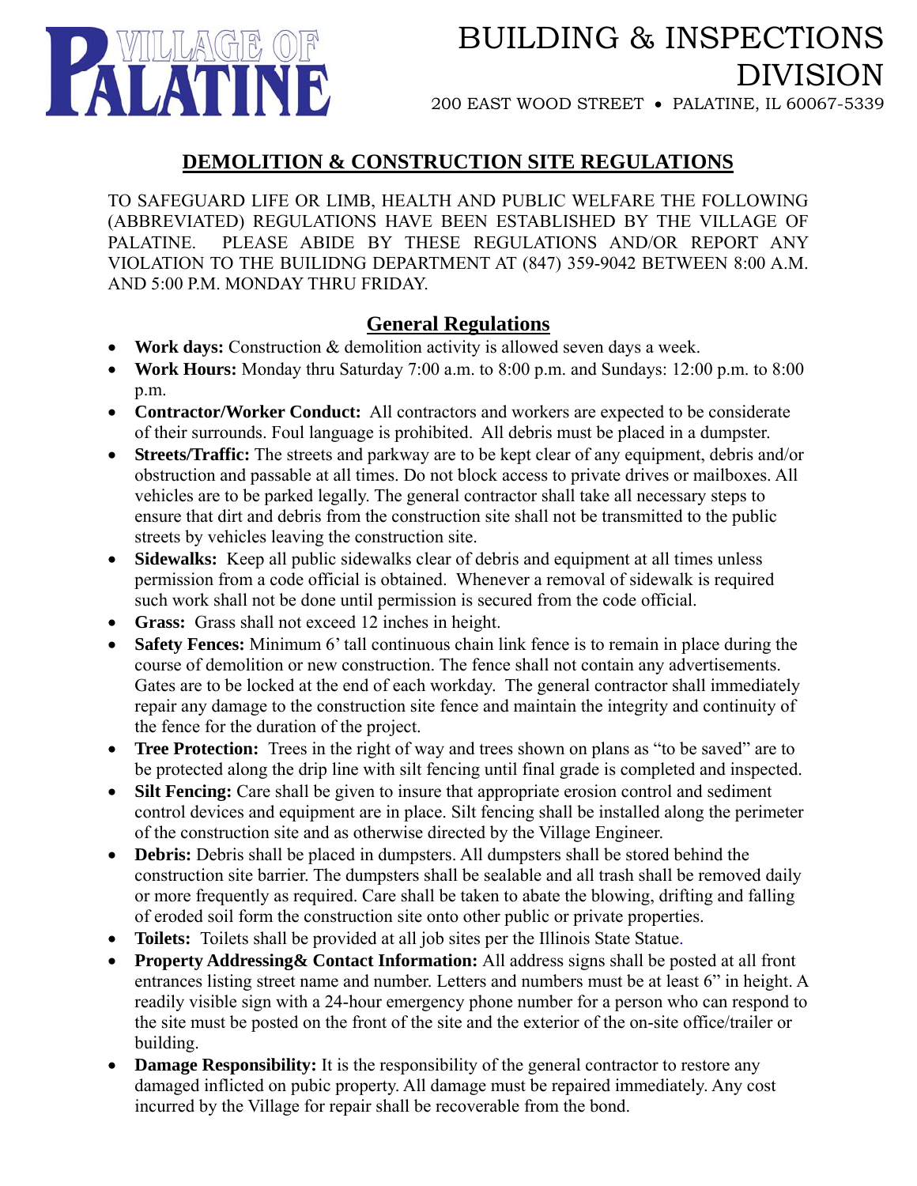# VILLAGE OF PALATINE

# BUILDING & INSPECTIONS DIVISION

200 EAST WOOD STREET • PALATINE, IL 60067-5339

## DEMOLITION & CONSTRUCTION SITE REGULATIONS

TO SAFEGUARD LIFE OR LIMB, HEALTH AND PUBLIC WELFARE THE FOLLOWING (ABBREVIATED) REGULATIONS HAVE BEEN ESTABLISHED BY THE VILLAGE OF PALATINE. PLEASE ABIDE BY THESE REGULATIONS AND/OR REPORT ANY VIOLATION TO THE BUILIDNG DEPARTMENT AT (847) 359-9042 BETWEEN 8:00 A.M. AND 5:00 P.M. MONDAY THRU FRIDAY.

### General Regulations

- **Work days:** Construction & demolition activity is allowed seven days a week.
- **Work Hours:** Monday thru Saturday 7:00 a.m. to 8:00 p.m. and Sundays: 12:00 p.m. to 8:00 p.m.
- **Contractor/Worker Conduct:** All contractors and workers are expected to be considerate of their surrounds. Foul language is prohibited. All debris must be placed in a dumpster.
- **Streets/Traffic:** The streets and parkway are to be kept clear of any equipment, debris and/or obstruction and passable at all times. Do not block access to private drives or mailboxes. All vehicles are to be parked legally. The general contractor shall take all necessary steps to ensure that dirt and debris from the construction site shall not be transmitted to the public streets by vehicles leaving the construction site.
- **Sidewalks:** Keep all public sidewalks clear of debris and equipment at all times unless permission from a code official is obtained. Whenever a removal of sidewalk is required such work shall not be done until permission is secured from the code official.
- **Grass:** Grass shall not exceed 12 inches in height.
- **Safety Fences:** Minimum 6' tall continuous chain link fence is to remain in place during the course of demolition or new construction. The fence shall not contain any advertisements. Gates are to be locked at the end of each workday. The general contractor shall immediately repair any damage to the construction site fence and maintain the integrity and continuity of the fence for the duration of the project.
- **Tree Protection:** Trees in the right of way and trees shown on plans as "to be saved" are to be protected along the drip line with silt fencing until final grade is completed and inspected.
- **Silt Fencing:** Care shall be given to insure that appropriate erosion control and sediment control devices and equipment are in place. Silt fencing shall be installed along the perimeter of the construction site and as otherwise directed by the Village Engineer.
- **Debris:** Debris shall be placed in dumpsters. All dumpsters shall be stored behind the construction site barrier. The dumpsters shall be sealable and all trash shall be removed daily or more frequently as required. Care shall be taken to abate the blowing, drifting and falling of eroded soil form the construction site onto other public or private properties.
- **Toilets:** Toilets shall be provided at all job sites per the Illinois State Statue.
- **Property Addressing& Contact Information:** All address signs shall be posted at all front entrances listing street name and number. Letters and numbers must be at least 6" in height. A readily visible sign with a 24-hour emergency phone number for a person who can respond to the site must be posted on the front of the site and the exterior of the on-site office/trailer or building.
- **Damage Responsibility:** It is the responsibility of the general contractor to restore any damaged inflicted on pubic property. All damage must be repaired immediately. Any cost incurred by the Village for repair shall be recoverable from the bond.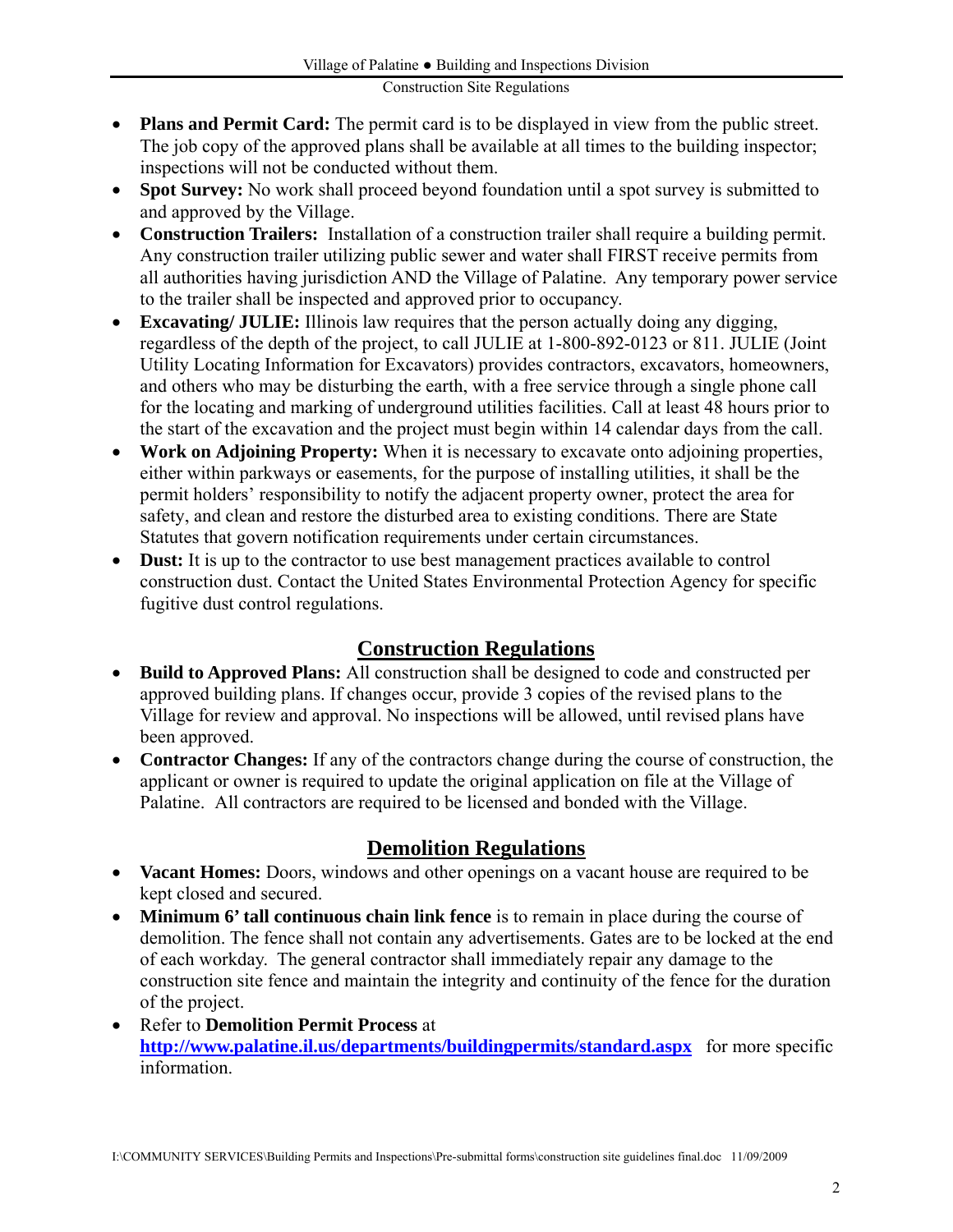- **Plans and Permit Card:** The permit card is to be displayed in view from the public street. The job copy of the approved plans shall be available at all times to the building inspector; inspections will not be conducted without them.
- **Spot Survey:** No work shall proceed beyond foundation until a spot survey is submitted to and approved by the Village.
- **Construction Trailers:** Installation of a construction trailer shall require a building permit. Any construction trailer utilizing public sewer and water shall FIRST receive permits from all authorities having jurisdiction AND the Village of Palatine. Any temporary power service to the trailer shall be inspected and approved prior to occupancy.
- **Excavating/ JULIE:** Illinois law requires that the person actually doing any digging, regardless of the depth of the project, to call JULIE at 1-800-892-0123 or 811. JULIE (Joint Utility Locating Information for Excavators) provides contractors, excavators, homeowners, and others who may be disturbing the earth, with a free service through a single phone call for the locating and marking of underground utilities facilities. Call at least 48 hours prior to the start of the excavation and the project must begin within 14 calendar days from the call.
- **Work on Adjoining Property:** When it is necessary to excavate onto adjoining properties, either within parkways or easements, for the purpose of installing utilities, it shall be the permit holders' responsibility to notify the adjacent property owner, protect the area for safety, and clean and restore the disturbed area to existing conditions. There are State Statutes that govern notification requirements under certain circumstances.
- **Dust:** It is up to the contractor to use best management practices available to control construction dust. Contact the United States Environmental Protection Agency for specific fugitive dust control regulations.

## Construction Regulations

- **Build to Approved Plans:** All construction shall be designed to code and constructed per approved building plans. If changes occur, provide 3 copies of the revised plans to the Village for review and approval. No inspections will be allowed, until revised plans have been approved.
- **Contractor Changes:** If any of the contractors change during the course of construction, the applicant or owner is required to update the original application on file at the Village of Palatine. All contractors are required to be licensed and bonded with the Village.

## Demolition Regulations

- **Vacant Homes:** Doors, windows and other openings on a vacant house are required to be kept closed and secured.
- **Minimum 6' tall continuous chain link fence** is to remain in place during the course of demolition. The fence shall not contain any advertisements. Gates are to be locked at the end of each workday. The general contractor shall immediately repair any damage to the construction site fence and maintain the integrity and continuity of the fence for the duration of the project.
- Refer to **Demolition Permit Process** at **http://www.palatine.il.us/departments/buildingpermits/standard.aspx** for more specific information.

I:\COMMUNITY SERVICES\Building Permits and Inspections\Pre-submittal forms\construction site guidelines final.doc 11/09/2009